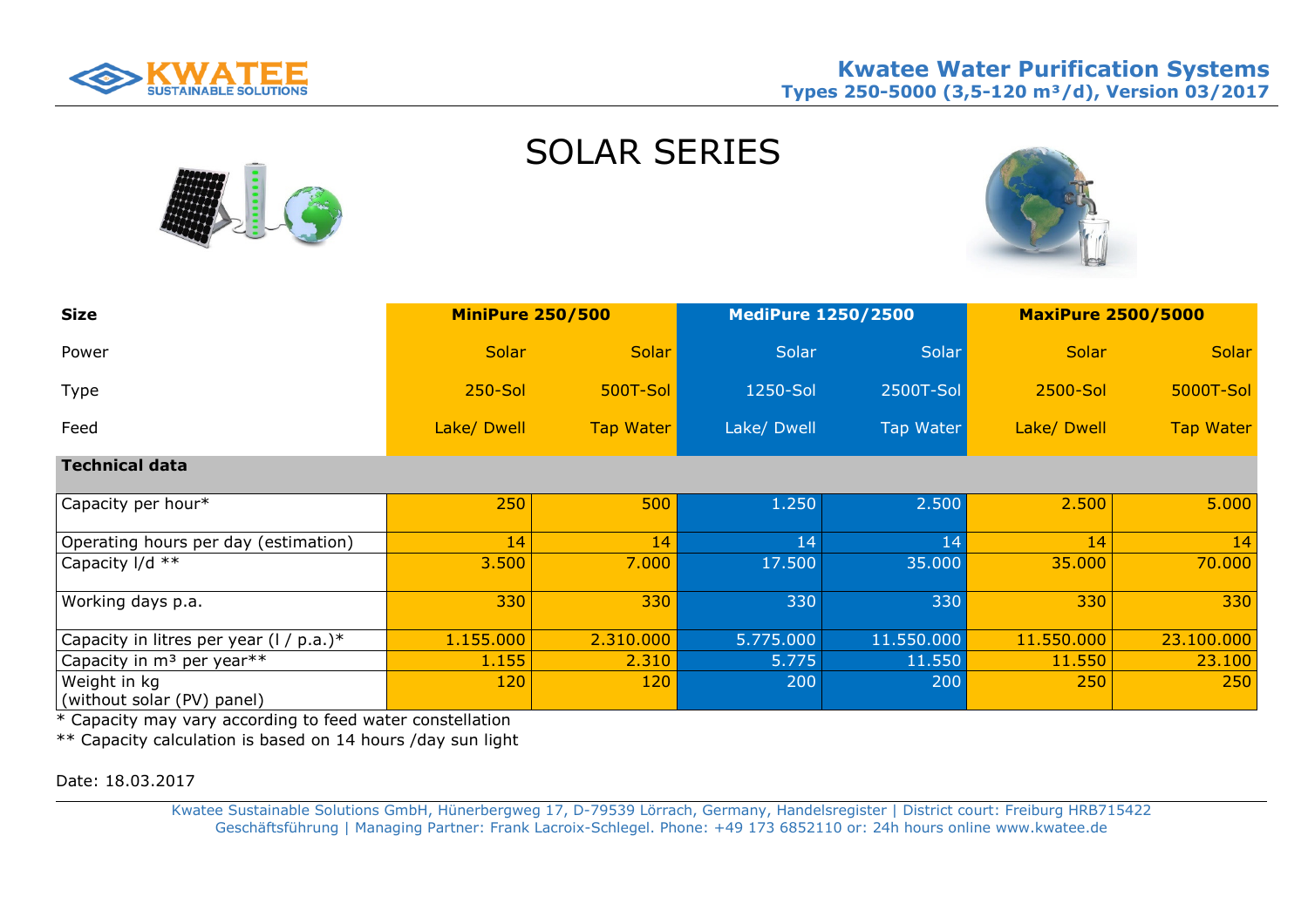# Kwatee Water Purification Systems

**Types 250-5000 (3,5-120 m³/d), Version 03/2017**

## SOLAR SERIES

| Size | MiniPure 250/500 | | MediPure 1250/2500 | | MaxiPure 2500/5000 | |
|---|---|---|---|---|---|---|
| Power | Solar | Solar | Solar | Solar | Solar | Solar |
| Type | 250-Sol | 500T-Sol | 1250-Sol | 2500T-Sol | 2500-Sol | 5000T-Sol |
| Feed | Lake/ Dwell | Tap Water | Lake/ Dwell | Tap Water | Lake/ Dwell | Tap Water |
| **Technical data** | | | | | | |
| Capacity per hour* | 250 | 500 | 1.250 | 2.500 | 2.500 | 5.000 |
| Operating hours per day (estimation) | 14 | 14 | 14 | 14 | 14 | 14 |
| Capacity l/d ** | 3.500 | 7.000 | 17.500 | 35.000 | 35.000 | 70.000 |
| Working days p.a. | 330 | 330 | 330 | 330 | 330 | 330 |
| Capacity in litres per year (l / p.a.)* | 1.155.000 | 2.310.000 | 5.775.000 | 11.550.000 | 11.550.000 | 23.100.000 |
| Capacity in m³ per year** | 1.155 | 2.310 | 5.775 | 11.550 | 11.550 | 23.100 |
| Weight in kg (without solar (PV) panel) | 120 | 120 | 200 | 200 | 250 | 250 |

* Capacity may vary according to feed water constellation

** Capacity calculation is based on 14 hours /day sun light

Date: 18.03.2017

Kwatee Sustainable Solutions GmbH, Hünerbergweg 17, D-79539 Lörrach, Germany, Handelsregister | District court: Freiburg HRB715422
Geschäftsführung | Managing Partner: Frank Lacroix-Schlegel. Phone: +49 173 6852110 or: 24h hours online www.kwatee.de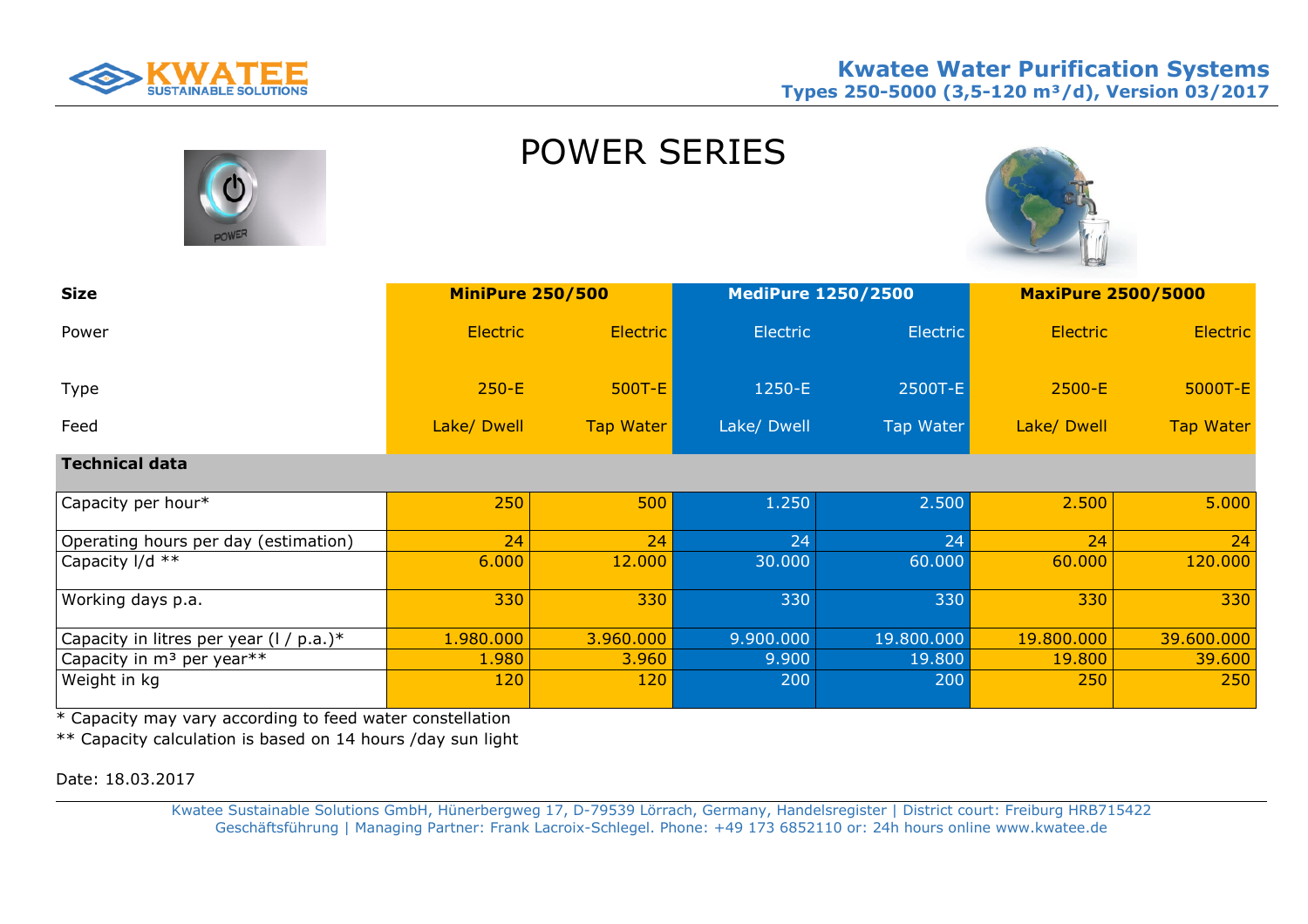# POWER SERIES

| Size | MiniPure 250/500 | | MediPure 1250/2500 | | MaxiPure 2500/5000 | |
|---|---|---|---|---|---|---|
| Power | Electric | Electric | Electric | Electric | Electric | Electric |
| Type | 250-E | 500T-E | 1250-E | 2500T-E | 2500-E | 5000T-E |
| Feed | Lake/ Dwell | Tap Water | Lake/ Dwell | Tap Water | Lake/ Dwell | Tap Water |
| **Technical data** | | | | | | |
| Capacity per hour* | 250 | 500 | 1.250 | 2.500 | 2.500 | 5.000 |
| Operating hours per day (estimation) | 24 | 24 | 24 | 24 | 24 | 24 |
| Capacity l/d ** | 6.000 | 12.000 | 30.000 | 60.000 | 60.000 | 120.000 |
| Working days p.a. | 330 | 330 | 330 | 330 | 330 | 330 |
| Capacity in litres per year (l / p.a.)* | 1.980.000 | 3.960.000 | 9.900.000 | 19.800.000 | 19.800.000 | 39.600.000 |
| Capacity in m³ per year** | 1.980 | 3.960 | 9.900 | 19.800 | 19.800 | 39.600 |
| Weight in kg | 120 | 120 | 200 | 200 | 250 | 250 |

* Capacity may vary according to feed water constellation

** Capacity calculation is based on 14 hours /day sun light

Date: 18.03.2017